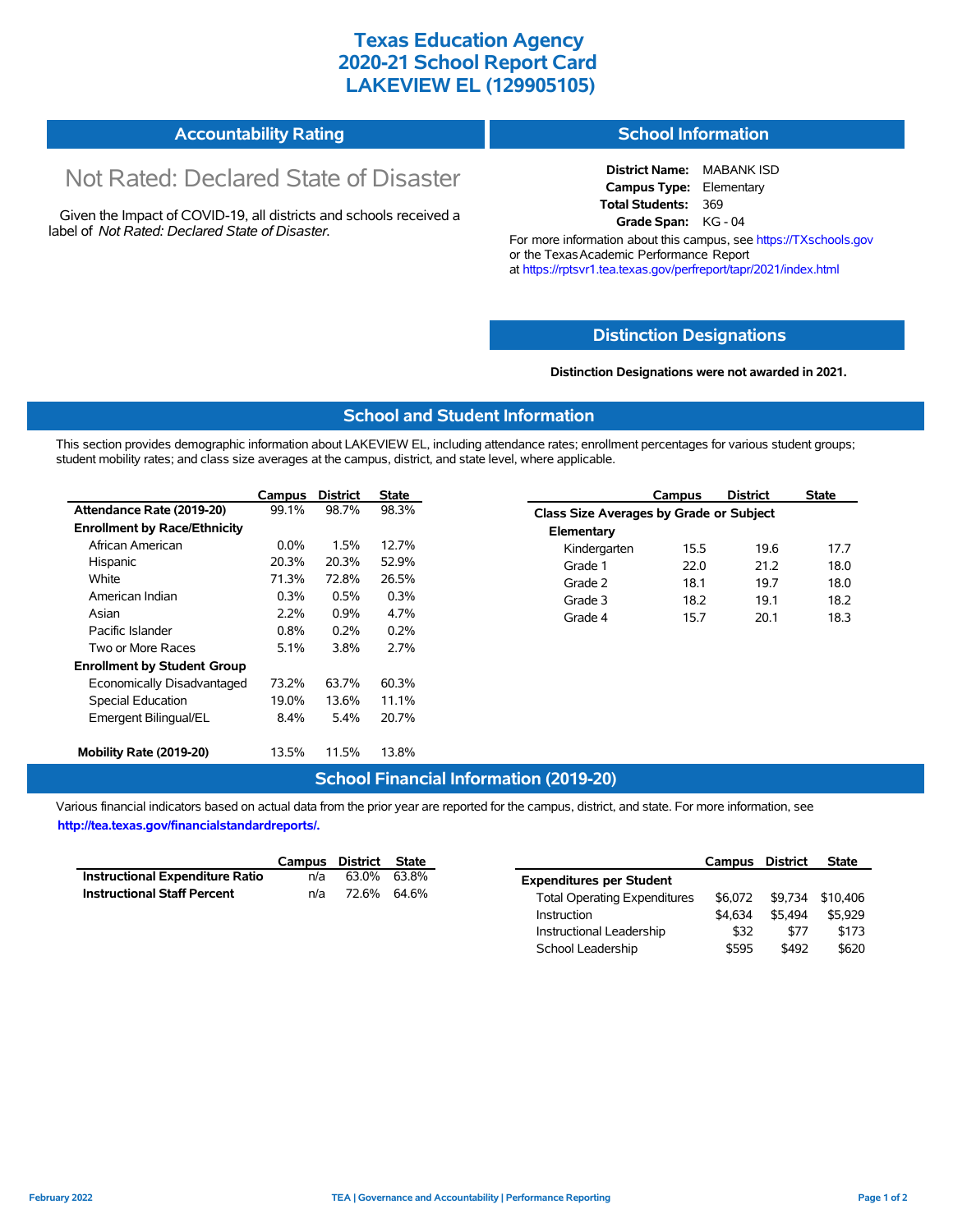# Texas Education Agency
# 2020-21 School Report Card
# LAKEVIEW EL (129905105)

## Accountability Rating

Not Rated: Declared State of Disaster

Given the Impact of COVID-19, all districts and schools received a label of *Not Rated: Declared State of Disaster*.

## School Information

**District Name:** MABANK ISD
**Campus Type:** Elementary
**Total Students:** 369
**Grade Span:** KG - 04

For more information about this campus, see https://TXschools.gov or the Texas Academic Performance Report at https://rptsvr1.tea.texas.gov/perfreport/tapr/2021/index.html

## Distinction Designations

**Distinction Designations were not awarded in 2021.**

## School and Student Information

This section provides demographic information about LAKEVIEW EL, including attendance rates; enrollment percentages for various student groups; student mobility rates; and class size averages at the campus, district, and state level, where applicable.

| | Campus | District | State |
|---|---|---|---|
| **Attendance Rate (2019-20)** | 99.1% | 98.7% | 98.3% |
| **Enrollment by Race/Ethnicity** | | | |
| African American | 0.0% | 1.5% | 12.7% |
| Hispanic | 20.3% | 20.3% | 52.9% |
| White | 71.3% | 72.8% | 26.5% |
| American Indian | 0.3% | 0.5% | 0.3% |
| Asian | 2.2% | 0.9% | 4.7% |
| Pacific Islander | 0.8% | 0.2% | 0.2% |
| Two or More Races | 5.1% | 3.8% | 2.7% |
| **Enrollment by Student Group** | | | |
| Economically Disadvantaged | 73.2% | 63.7% | 60.3% |
| Special Education | 19.0% | 13.6% | 11.1% |
| Emergent Bilingual/EL | 8.4% | 5.4% | 20.7% |
| **Mobility Rate (2019-20)** | 13.5% | 11.5% | 13.8% |

| | Campus | District | State |
|---|---|---|---|
| **Class Size Averages by Grade or Subject** | | | |
| **Elementary** | | | |
| Kindergarten | 15.5 | 19.6 | 17.7 |
| Grade 1 | 22.0 | 21.2 | 18.0 |
| Grade 2 | 18.1 | 19.7 | 18.0 |
| Grade 3 | 18.2 | 19.1 | 18.2 |
| Grade 4 | 15.7 | 20.1 | 18.3 |

## School Financial Information (2019-20)

Various financial indicators based on actual data from the prior year are reported for the campus, district, and state. For more information, see **http://tea.texas.gov/financialstandardreports/.**

| | Campus | District | State |
|---|---|---|---|
| **Instructional Expenditure Ratio** | n/a | 63.0% | 63.8% |
| **Instructional Staff Percent** | n/a | 72.6% | 64.6% |

| | Campus | District | State |
|---|---|---|---|
| **Expenditures per Student** | | | |
| Total Operating Expenditures | $6,072 | $9,734 | $10,406 |
| Instruction | $4,634 | $5,494 | $5,929 |
| Instructional Leadership | $32 | $77 | $173 |
| School Leadership | $595 | $492 | $620 |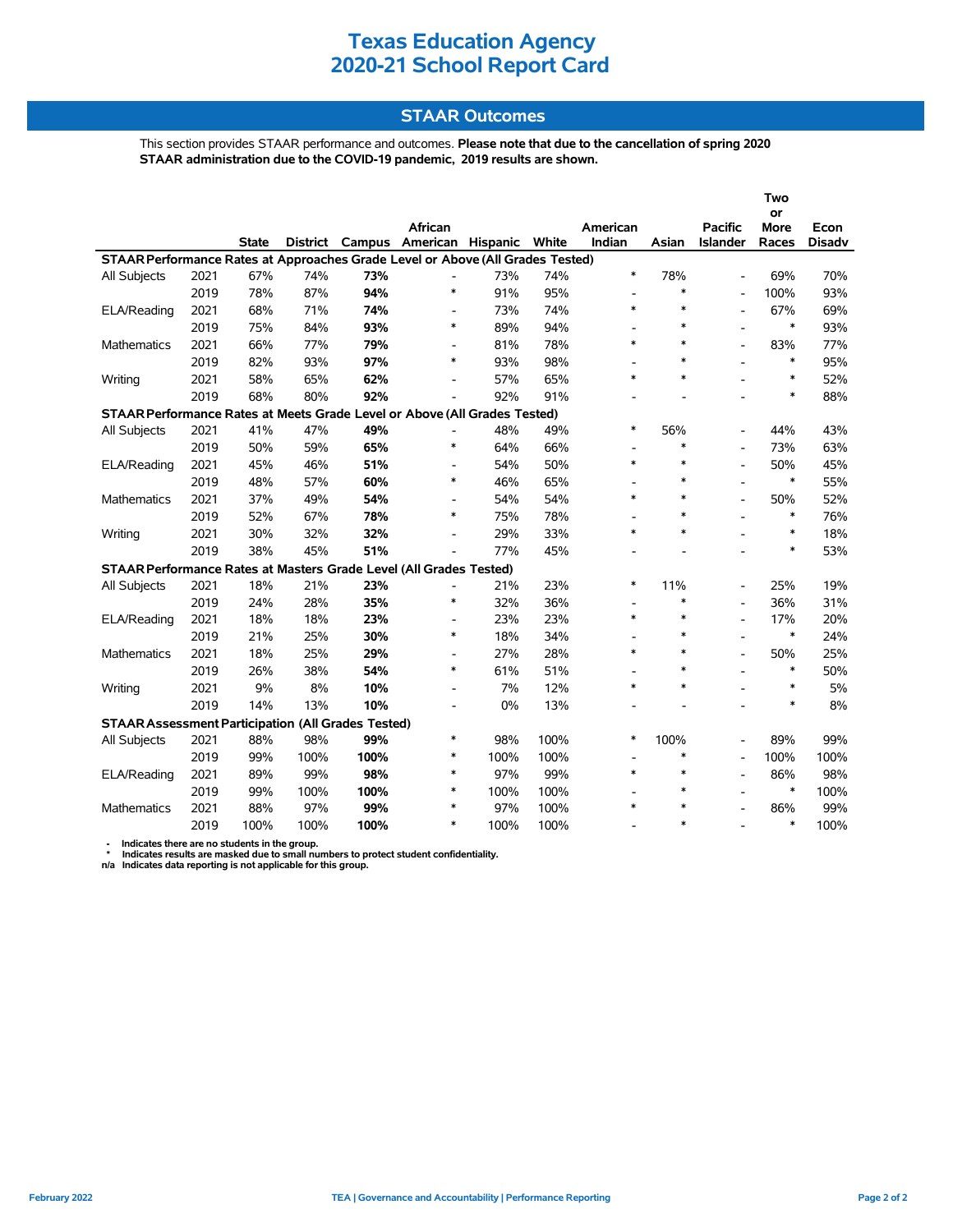# Texas Education Agency
# 2020-21 School Report Card

## STAAR Outcomes

This section provides STAAR performance and outcomes. **Please note that due to the cancellation of spring 2020 STAAR administration due to the COVID-19 pandemic, 2019 results are shown.**

| | | State | District | Campus | African American | Hispanic | White | American Indian | Asian | Pacific Islander | Two or More Races | Econ Disadv |
|---|---|---|---|---|---|---|---|---|---|---|---|---|
| **STAAR Performance Rates at Approaches Grade Level or Above (All Grades Tested)** | | | | | | | | | | | | |
| All Subjects | 2021 | 67% | 74% | **73%** | - | 73% | 74% | * | 78% | - | 69% | 70% |
| | 2019 | 78% | 87% | **94%** | * | 91% | 95% | - | * | - | 100% | 93% |
| ELA/Reading | 2021 | 68% | 71% | **74%** | - | 73% | 74% | * | * | - | 67% | 69% |
| | 2019 | 75% | 84% | **93%** | * | 89% | 94% | - | * | - | * | 93% |
| Mathematics | 2021 | 66% | 77% | **79%** | - | 81% | 78% | * | * | - | 83% | 77% |
| | 2019 | 82% | 93% | **97%** | * | 93% | 98% | - | * | - | * | 95% |
| Writing | 2021 | 58% | 65% | **62%** | - | 57% | 65% | * | * | - | * | 52% |
| | 2019 | 68% | 80% | **92%** | - | 92% | 91% | - | - | - | * | 88% |
| **STAAR Performance Rates at Meets Grade Level or Above (All Grades Tested)** | | | | | | | | | | | | |
| All Subjects | 2021 | 41% | 47% | **49%** | - | 48% | 49% | * | 56% | - | 44% | 43% |
| | 2019 | 50% | 59% | **65%** | * | 64% | 66% | - | * | - | 73% | 63% |
| ELA/Reading | 2021 | 45% | 46% | **51%** | - | 54% | 50% | * | * | - | 50% | 45% |
| | 2019 | 48% | 57% | **60%** | * | 46% | 65% | - | * | - | * | 55% |
| Mathematics | 2021 | 37% | 49% | **54%** | - | 54% | 54% | * | * | - | 50% | 52% |
| | 2019 | 52% | 67% | **78%** | * | 75% | 78% | - | * | - | * | 76% |
| Writing | 2021 | 30% | 32% | **32%** | - | 29% | 33% | * | * | - | * | 18% |
| | 2019 | 38% | 45% | **51%** | - | 77% | 45% | - | - | - | * | 53% |
| **STAAR Performance Rates at Masters Grade Level (All Grades Tested)** | | | | | | | | | | | | |
| All Subjects | 2021 | 18% | 21% | **23%** | - | 21% | 23% | * | 11% | - | 25% | 19% |
| | 2019 | 24% | 28% | **35%** | * | 32% | 36% | - | * | - | 36% | 31% |
| ELA/Reading | 2021 | 18% | 18% | **23%** | - | 23% | 23% | * | * | - | 17% | 20% |
| | 2019 | 21% | 25% | **30%** | * | 18% | 34% | - | * | - | * | 24% |
| Mathematics | 2021 | 18% | 25% | **29%** | - | 27% | 28% | * | * | - | 50% | 25% |
| | 2019 | 26% | 38% | **54%** | * | 61% | 51% | - | * | - | * | 50% |
| Writing | 2021 | 9% | 8% | **10%** | - | 7% | 12% | * | * | - | * | 5% |
| | 2019 | 14% | 13% | **10%** | - | 0% | 13% | - | - | - | * | 8% |
| **STAAR Assessment Participation (All Grades Tested)** | | | | | | | | | | | | |
| All Subjects | 2021 | 88% | 98% | **99%** | * | 98% | 100% | * | 100% | - | 89% | 99% |
| | 2019 | 99% | 100% | **100%** | * | 100% | 100% | - | * | - | 100% | 100% |
| ELA/Reading | 2021 | 89% | 99% | **98%** | * | 97% | 99% | * | * | - | 86% | 98% |
| | 2019 | 99% | 100% | **100%** | * | 100% | 100% | - | * | - | * | 100% |
| Mathematics | 2021 | 88% | 97% | **99%** | * | 97% | 100% | * | * | - | 86% | 99% |
| | 2019 | 100% | 100% | **100%** | * | 100% | 100% | - | * | - | * | 100% |

- Indicates there are no students in the group.
* Indicates results are masked due to small numbers to protect student confidentiality.
n/a Indicates data reporting is not applicable for this group.